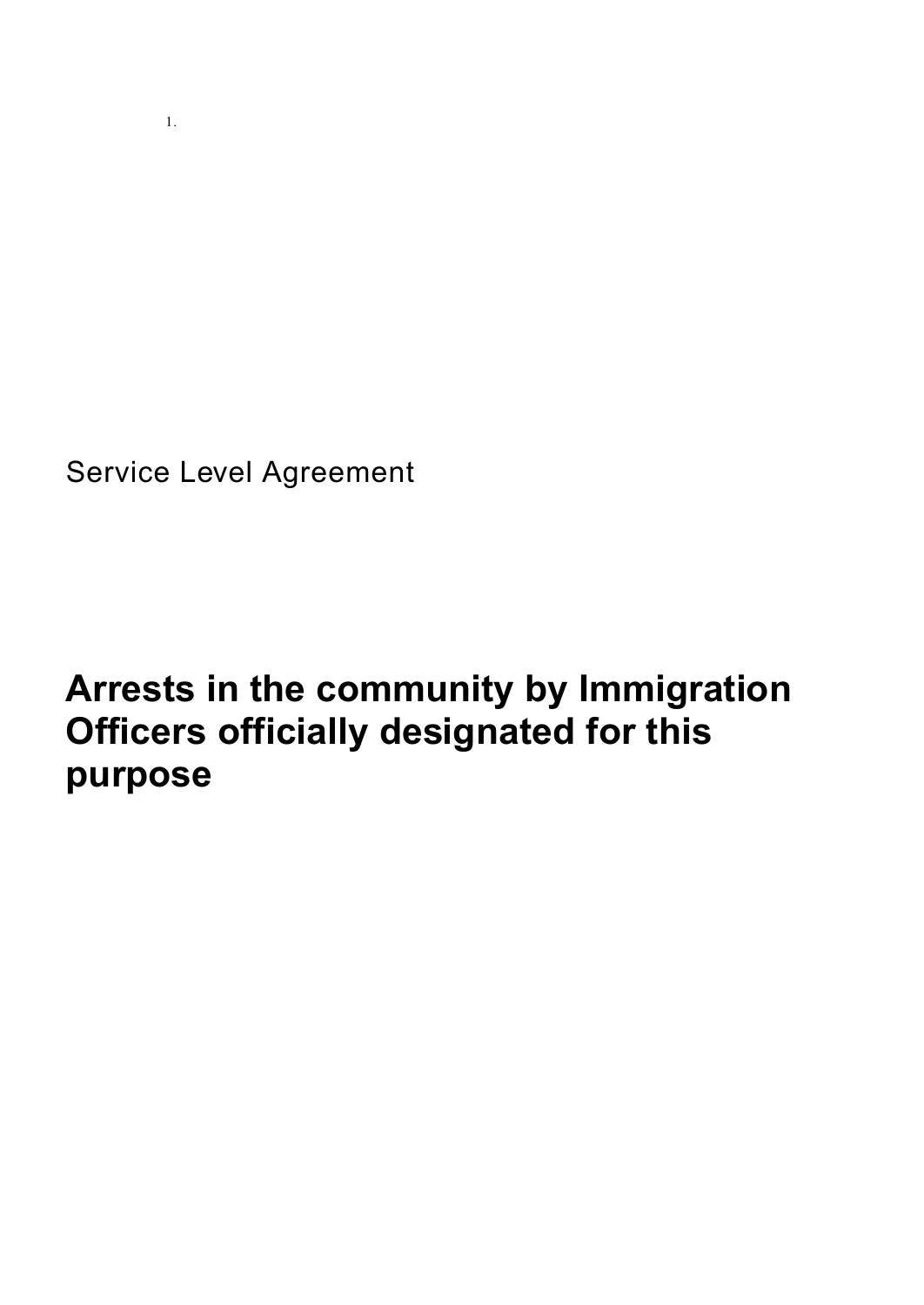1.

Service Level Agreement

# Arrests in the community by Immigration Officers officially designated for this purpose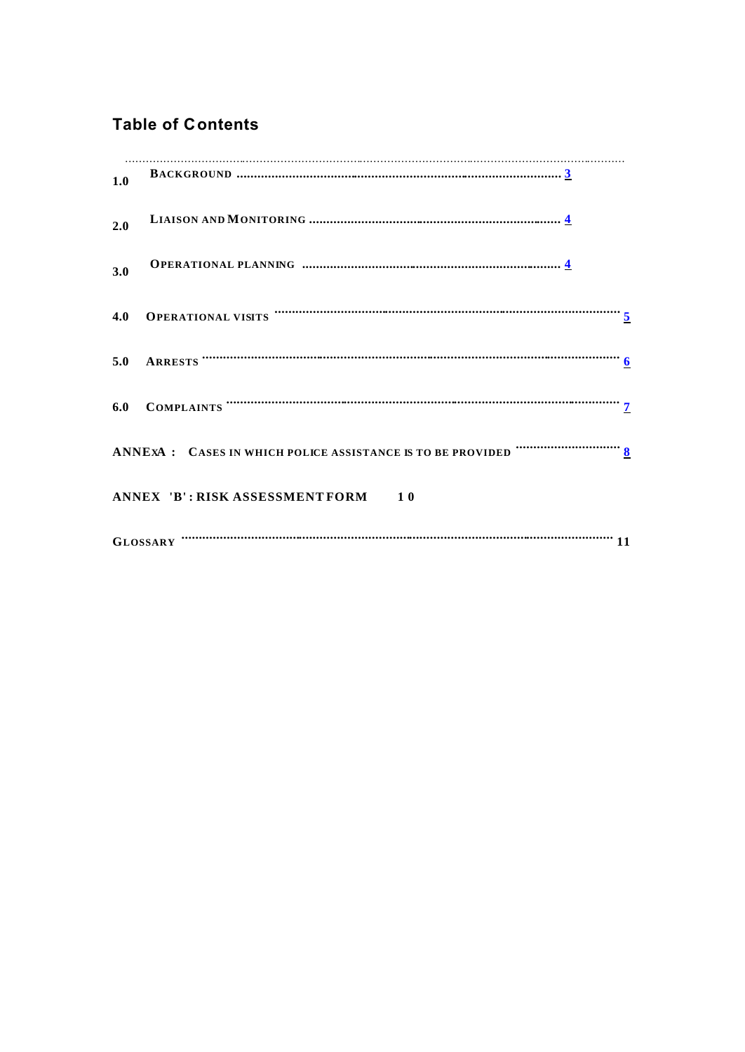## Table of Contents

1.0 BACKGROUND .......................................................................................... 3

2.0 LIAISON AND MONITORING ..................................................................... 4

3.0 OPERATIONAL PLANNING ....................................................................... 4

4.0 OPERATIONAL VISITS ................................................................................. 5

5.0 ARRESTS ................................................................................................... 6

6.0 COMPLAINTS ............................................................................................ 7

ANNEXA : CASES IN WHICH POLICE ASSISTANCE IS TO BE PROVIDED ............................. 8

ANNEX 'B' : RISK ASSESSMENT FORM 10

GLOSSARY ................................................................................................... 11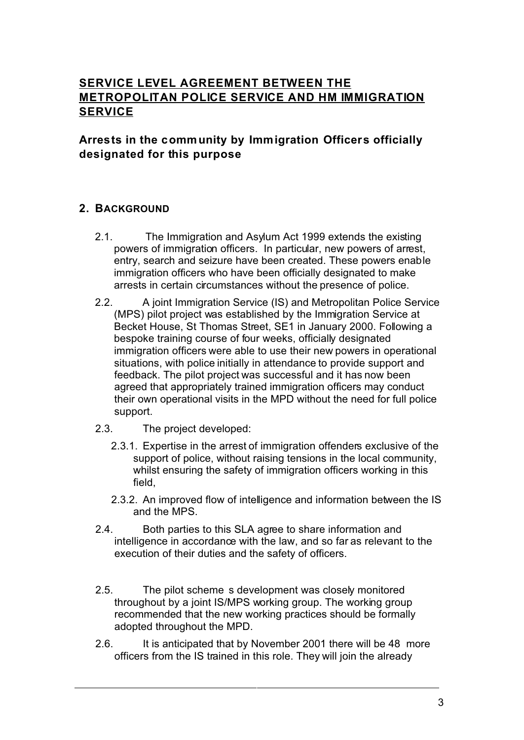## SERVICE LEVEL AGREEMENT BETWEEN THE METROPOLITAN POLICE SERVICE AND HM IMMIGRATION SERVICE

### Arrests in the community by Immigration Officers officially designated for this purpose

## 2. BACKGROUND

2.1. The Immigration and Asylum Act 1999 extends the existing powers of immigration officers. In particular, new powers of arrest, entry, search and seizure have been created. These powers enable immigration officers who have been officially designated to make arrests in certain circumstances without the presence of police.

2.2. A joint Immigration Service (IS) and Metropolitan Police Service (MPS) pilot project was established by the Immigration Service at Becket House, St Thomas Street, SE1 in January 2000. Following a bespoke training course of four weeks, officially designated immigration officers were able to use their new powers in operational situations, with police initially in attendance to provide support and feedback. The pilot project was successful and it has now been agreed that appropriately trained immigration officers may conduct their own operational visits in the MPD without the need for full police support.

2.3. The project developed:

2.3.1. Expertise in the arrest of immigration offenders exclusive of the support of police, without raising tensions in the local community, whilst ensuring the safety of immigration officers working in this field,

2.3.2. An improved flow of intelligence and information between the IS and the MPS.

2.4. Both parties to this SLA agree to share information and intelligence in accordance with the law, and so far as relevant to the execution of their duties and the safety of officers.

2.5. The pilot scheme s development was closely monitored throughout by a joint IS/MPS working group. The working group recommended that the new working practices should be formally adopted throughout the MPD.

2.6. It is anticipated that by November 2001 there will be 48 more officers from the IS trained in this role. They will join the already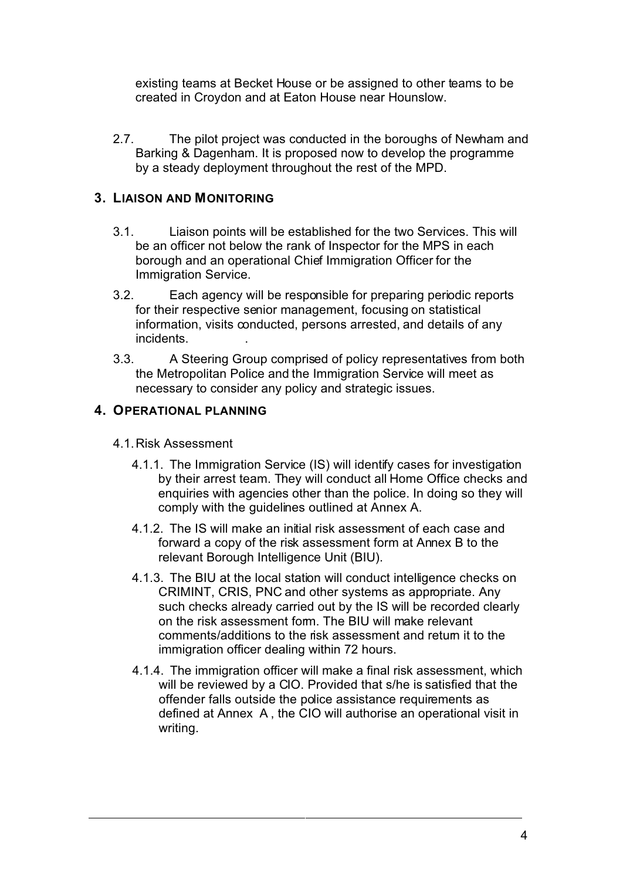existing teams at Becket House or be assigned to other teams to be created in Croydon and at Eaton House near Hounslow.

2.7. The pilot project was conducted in the boroughs of Newham and Barking & Dagenham. It is proposed now to develop the programme by a steady deployment throughout the rest of the MPD.

## 3. LIAISON AND MONITORING

3.1. Liaison points will be established for the two Services. This will be an officer not below the rank of Inspector for the MPS in each borough and an operational Chief Immigration Officer for the Immigration Service.

3.2. Each agency will be responsible for preparing periodic reports for their respective senior management, focusing on statistical information, visits conducted, persons arrested, and details of any incidents. .

3.3. A Steering Group comprised of policy representatives from both the Metropolitan Police and the Immigration Service will meet as necessary to consider any policy and strategic issues.

## 4. OPERATIONAL PLANNING

4.1. Risk Assessment

4.1.1. The Immigration Service (IS) will identify cases for investigation by their arrest team. They will conduct all Home Office checks and enquiries with agencies other than the police. In doing so they will comply with the guidelines outlined at Annex A.

4.1.2. The IS will make an initial risk assessment of each case and forward a copy of the risk assessment form at Annex B to the relevant Borough Intelligence Unit (BIU).

4.1.3. The BIU at the local station will conduct intelligence checks on CRIMINT, CRIS, PNC and other systems as appropriate. Any such checks already carried out by the IS will be recorded clearly on the risk assessment form. The BIU will make relevant comments/additions to the risk assessment and return it to the immigration officer dealing within 72 hours.

4.1.4. The immigration officer will make a final risk assessment, which will be reviewed by a CIO. Provided that s/he is satisfied that the offender falls outside the police assistance requirements as defined at Annex A , the CIO will authorise an operational visit in writing.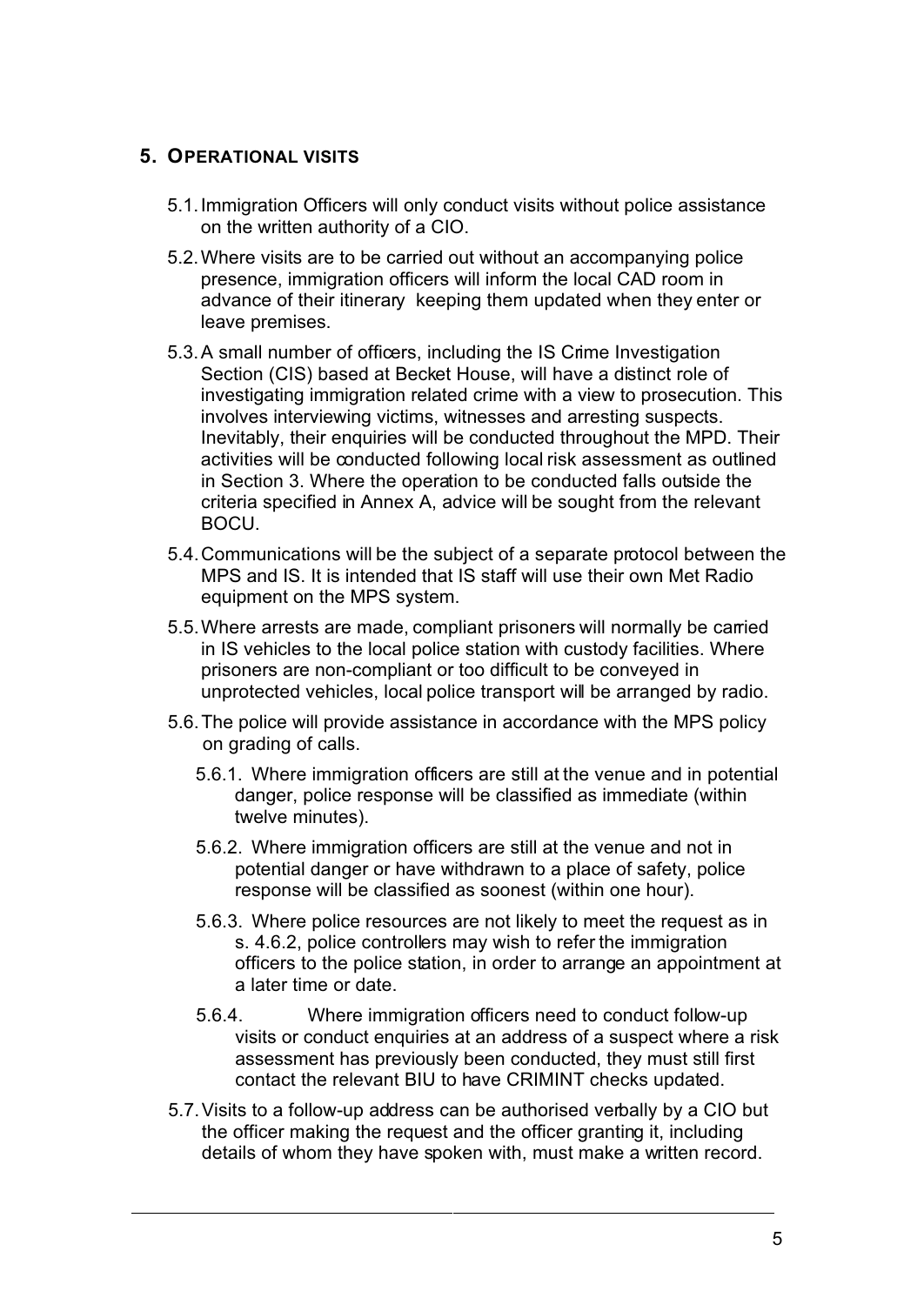## 5. OPERATIONAL VISITS

5.1. Immigration Officers will only conduct visits without police assistance on the written authority of a CIO.

5.2. Where visits are to be carried out without an accompanying police presence, immigration officers will inform the local CAD room in advance of their itinerary keeping them updated when they enter or leave premises.

5.3. A small number of officers, including the IS Crime Investigation Section (CIS) based at Becket House, will have a distinct role of investigating immigration related crime with a view to prosecution. This involves interviewing victims, witnesses and arresting suspects. Inevitably, their enquiries will be conducted throughout the MPD. Their activities will be conducted following local risk assessment as outlined in Section 3. Where the operation to be conducted falls outside the criteria specified in Annex A, advice will be sought from the relevant BOCU.

5.4. Communications will be the subject of a separate protocol between the MPS and IS. It is intended that IS staff will use their own Met Radio equipment on the MPS system.

5.5. Where arrests are made, compliant prisoners will normally be carried in IS vehicles to the local police station with custody facilities. Where prisoners are non-compliant or too difficult to be conveyed in unprotected vehicles, local police transport will be arranged by radio.

5.6. The police will provide assistance in accordance with the MPS policy on grading of calls.

5.6.1. Where immigration officers are still at the venue and in potential danger, police response will be classified as immediate (within twelve minutes).

5.6.2. Where immigration officers are still at the venue and not in potential danger or have withdrawn to a place of safety, police response will be classified as soonest (within one hour).

5.6.3. Where police resources are not likely to meet the request as in s. 4.6.2, police controllers may wish to refer the immigration officers to the police station, in order to arrange an appointment at a later time or date.

5.6.4. Where immigration officers need to conduct follow-up visits or conduct enquiries at an address of a suspect where a risk assessment has previously been conducted, they must still first contact the relevant BIU to have CRIMINT checks updated.

5.7. Visits to a follow-up address can be authorised verbally by a CIO but the officer making the request and the officer granting it, including details of whom they have spoken with, must make a written record.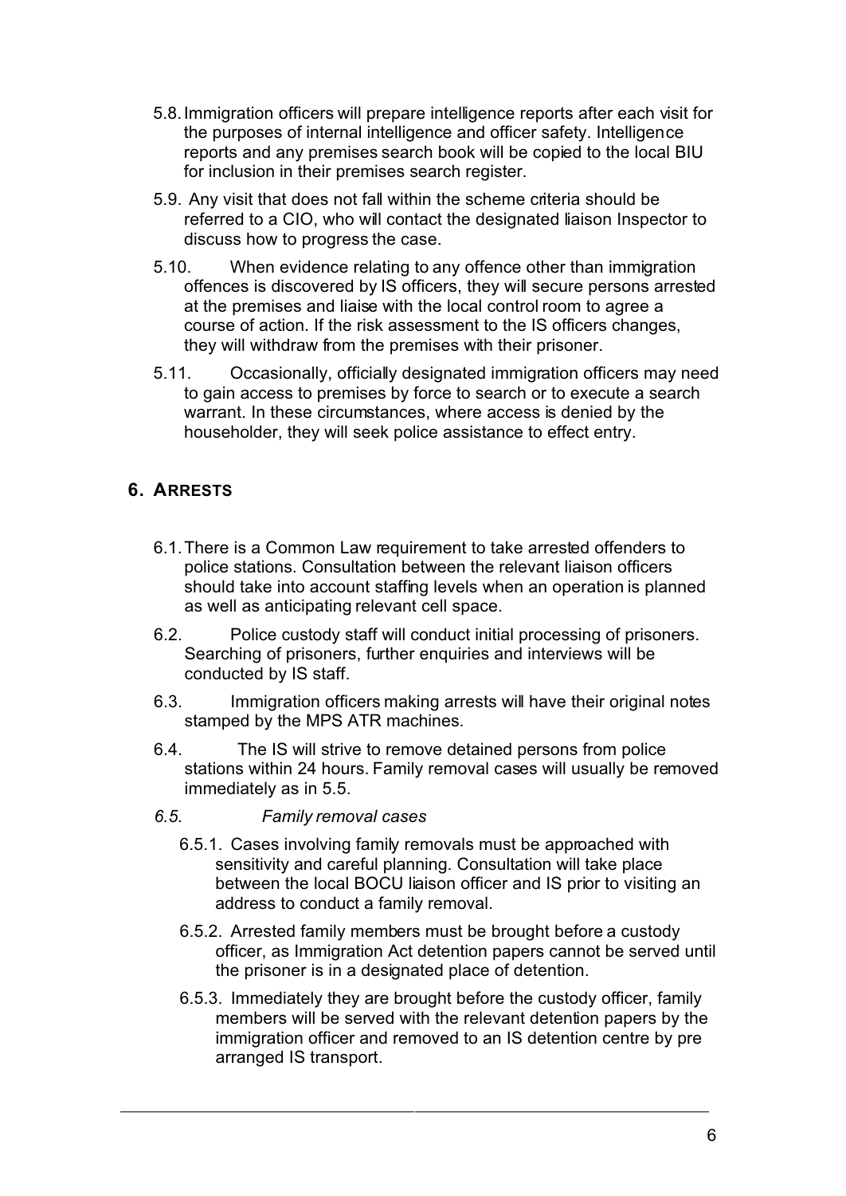5.8. Immigration officers will prepare intelligence reports after each visit for the purposes of internal intelligence and officer safety. Intelligence reports and any premises search book will be copied to the local BIU for inclusion in their premises search register.

5.9. Any visit that does not fall within the scheme criteria should be referred to a CIO, who will contact the designated liaison Inspector to discuss how to progress the case.

5.10. When evidence relating to any offence other than immigration offences is discovered by IS officers, they will secure persons arrested at the premises and liaise with the local control room to agree a course of action. If the risk assessment to the IS officers changes, they will withdraw from the premises with their prisoner.

5.11. Occasionally, officially designated immigration officers may need to gain access to premises by force to search or to execute a search warrant. In these circumstances, where access is denied by the householder, they will seek police assistance to effect entry.

## 6. ARRESTS

6.1. There is a Common Law requirement to take arrested offenders to police stations. Consultation between the relevant liaison officers should take into account staffing levels when an operation is planned as well as anticipating relevant cell space.

6.2. Police custody staff will conduct initial processing of prisoners. Searching of prisoners, further enquiries and interviews will be conducted by IS staff.

6.3. Immigration officers making arrests will have their original notes stamped by the MPS ATR machines.

6.4. The IS will strive to remove detained persons from police stations within 24 hours. Family removal cases will usually be removed immediately as in 5.5.

*6.5. Family removal cases*

6.5.1. Cases involving family removals must be approached with sensitivity and careful planning. Consultation will take place between the local BOCU liaison officer and IS prior to visiting an address to conduct a family removal.

6.5.2. Arrested family members must be brought before a custody officer, as Immigration Act detention papers cannot be served until the prisoner is in a designated place of detention.

6.5.3. Immediately they are brought before the custody officer, family members will be served with the relevant detention papers by the immigration officer and removed to an IS detention centre by pre arranged IS transport.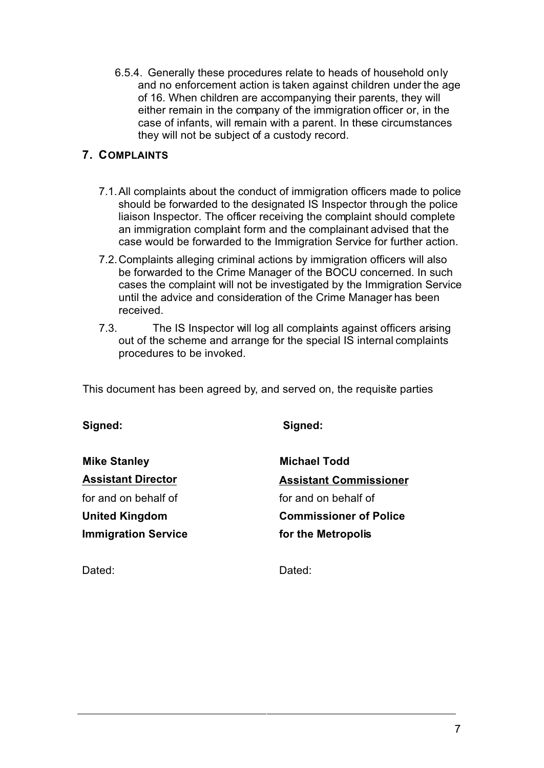6.5.4. Generally these procedures relate to heads of household only and no enforcement action is taken against children under the age of 16. When children are accompanying their parents, they will either remain in the company of the immigration officer or, in the case of infants, will remain with a parent. In these circumstances they will not be subject of a custody record.

## 7. COMPLAINTS

7.1. All complaints about the conduct of immigration officers made to police should be forwarded to the designated IS Inspector through the police liaison Inspector. The officer receiving the complaint should complete an immigration complaint form and the complainant advised that the case would be forwarded to the Immigration Service for further action.

7.2. Complaints alleging criminal actions by immigration officers will also be forwarded to the Crime Manager of the BOCU concerned. In such cases the complaint will not be investigated by the Immigration Service until the advice and consideration of the Crime Manager has been received.

7.3. The IS Inspector will log all complaints against officers arising out of the scheme and arrange for the special IS internal complaints procedures to be invoked.

This document has been agreed by, and served on, the requisite parties

**Signed:**

**Mike Stanley**
**Assistant Director**
for and on behalf of
**United Kingdom Immigration Service**

Dated:

**Signed:**

**Michael Todd**
**Assistant Commissioner**
for and on behalf of
**Commissioner of Police for the Metropolis**

Dated: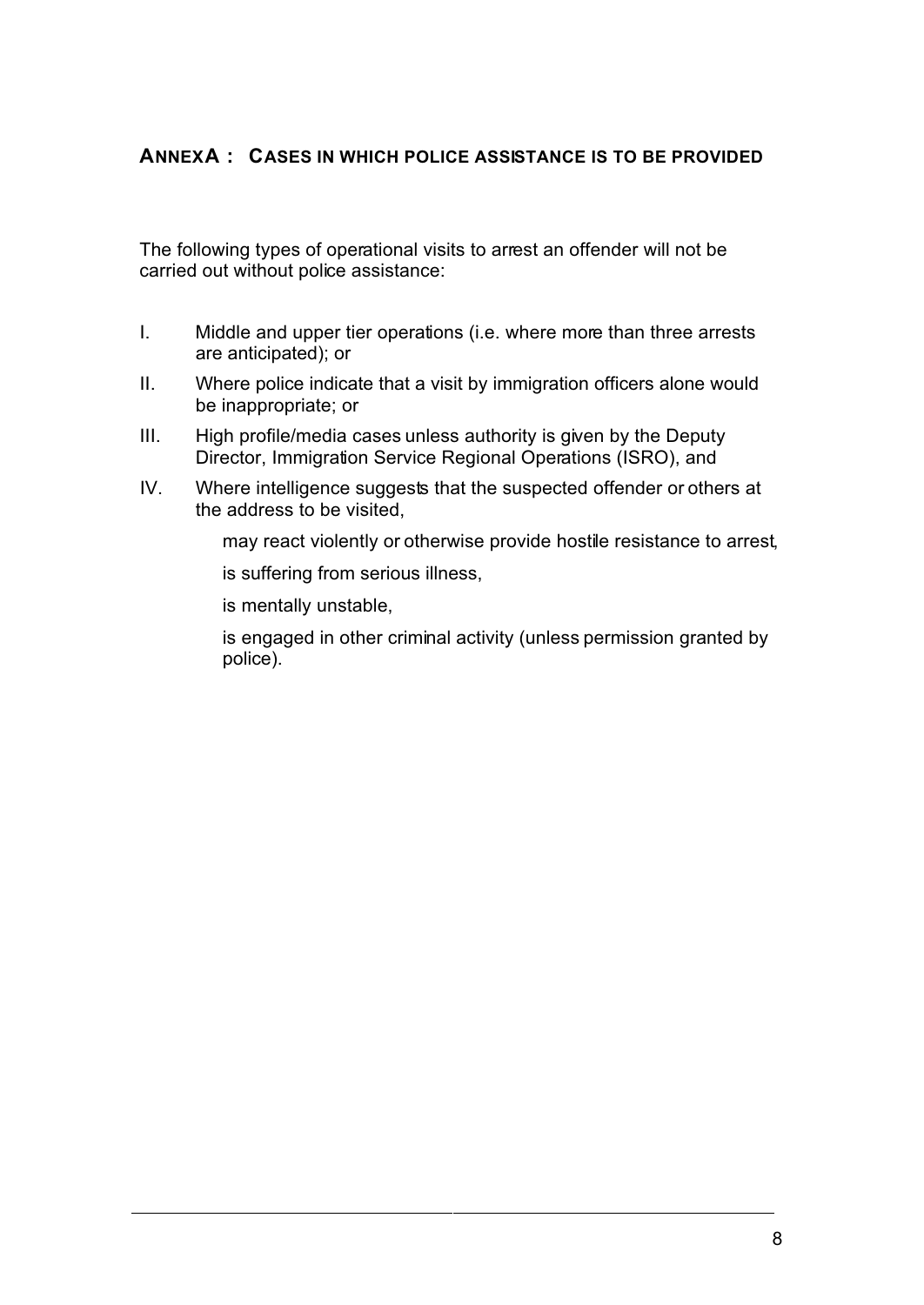## ANNEX A : CASES IN WHICH POLICE ASSISTANCE IS TO BE PROVIDED

The following types of operational visits to arrest an offender will not be carried out without police assistance:

I. Middle and upper tier operations (i.e. where more than three arrests are anticipated); or

II. Where police indicate that a visit by immigration officers alone would be inappropriate; or

III. High profile/media cases unless authority is given by the Deputy Director, Immigration Service Regional Operations (ISRO), and

IV. Where intelligence suggests that the suspected offender or others at the address to be visited,

   may react violently or otherwise provide hostile resistance to arrest,

   is suffering from serious illness,

   is mentally unstable,

   is engaged in other criminal activity (unless permission granted by police).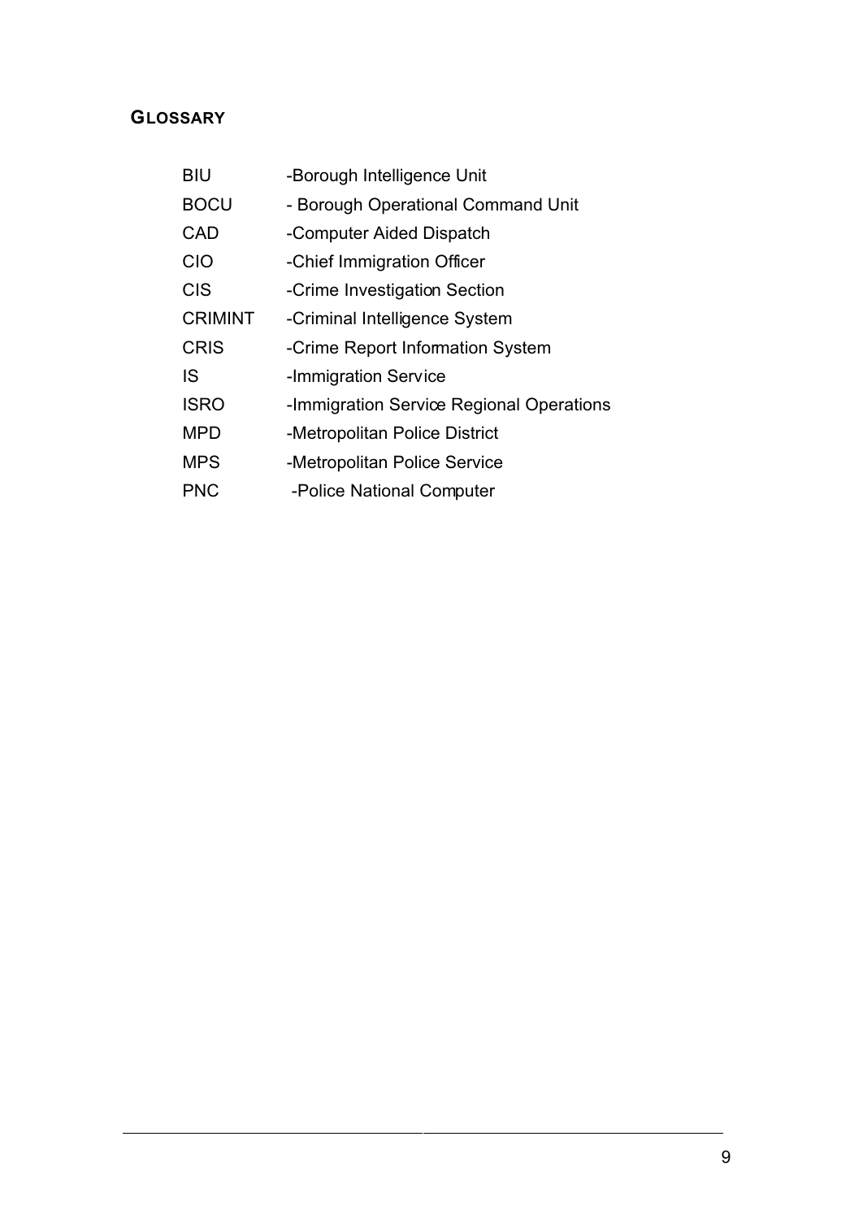## GLOSSARY

| | |
|---|---|
| BIU | -Borough Intelligence Unit |
| BOCU | - Borough Operational Command Unit |
| CAD | -Computer Aided Dispatch |
| CIO | -Chief Immigration Officer |
| CIS | -Crime Investigation Section |
| CRIMINT | -Criminal Intelligence System |
| CRIS | -Crime Report Information System |
| IS | -Immigration Service |
| ISRO | -Immigration Service Regional Operations |
| MPD | -Metropolitan Police District |
| MPS | -Metropolitan Police Service |
| PNC | -Police National Computer |